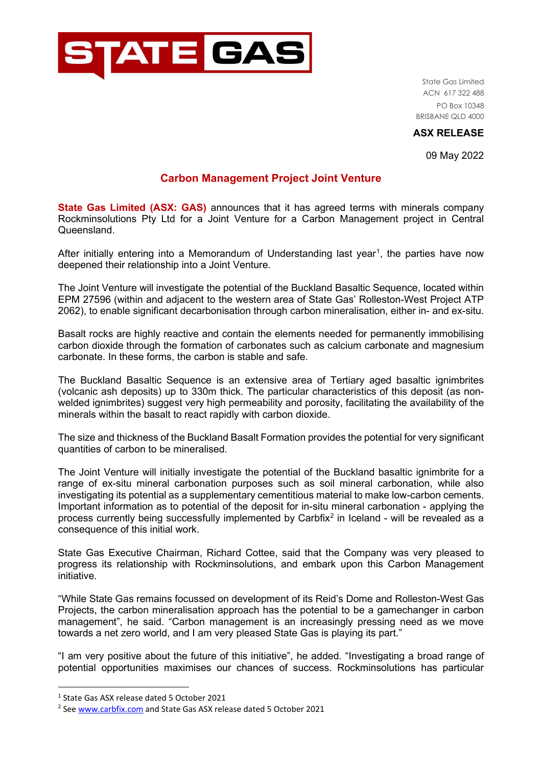STATE GAS

State Gas Limited
ACN 617 322 488
PO Box 10348
BRISBANE QLD 4000

**ASX RELEASE**

09 May 2022

# Carbon Management Project Joint Venture

**State Gas Limited (ASX: GAS)** announces that it has agreed terms with minerals company Rockminsolutions Pty Ltd for a Joint Venture for a Carbon Management project in Central Queensland.

After initially entering into a Memorandum of Understanding last year[1], the parties have now deepened their relationship into a Joint Venture.

The Joint Venture will investigate the potential of the Buckland Basaltic Sequence, located within EPM 27596 (within and adjacent to the western area of State Gas' Rolleston-West Project ATP 2062), to enable significant decarbonisation through carbon mineralisation, either in- and ex-situ.

Basalt rocks are highly reactive and contain the elements needed for permanently immobilising carbon dioxide through the formation of carbonates such as calcium carbonate and magnesium carbonate. In these forms, the carbon is stable and safe.

The Buckland Basaltic Sequence is an extensive area of Tertiary aged basaltic ignimbrites (volcanic ash deposits) up to 330m thick. The particular characteristics of this deposit (as non-welded ignimbrites) suggest very high permeability and porosity, facilitating the availability of the minerals within the basalt to react rapidly with carbon dioxide.

The size and thickness of the Buckland Basalt Formation provides the potential for very significant quantities of carbon to be mineralised.

The Joint Venture will initially investigate the potential of the Buckland basaltic ignimbrite for a range of ex-situ mineral carbonation purposes such as soil mineral carbonation, while also investigating its potential as a supplementary cementitious material to make low-carbon cements. Important information as to potential of the deposit for in-situ mineral carbonation - applying the process currently being successfully implemented by Carbfix[2] in Iceland - will be revealed as a consequence of this initial work.

State Gas Executive Chairman, Richard Cottee, said that the Company was very pleased to progress its relationship with Rockminsolutions, and embark upon this Carbon Management initiative.

"While State Gas remains focussed on development of its Reid's Dome and Rolleston-West Gas Projects, the carbon mineralisation approach has the potential to be a gamechanger in carbon management", he said. "Carbon management is an increasingly pressing need as we move towards a net zero world, and I am very pleased State Gas is playing its part."

"I am very positive about the future of this initiative", he added. "Investigating a broad range of potential opportunities maximises our chances of success. Rockminsolutions has particular

---

[1] State Gas ASX release dated 5 October 2021

[2] See www.carbfix.com and State Gas ASX release dated 5 October 2021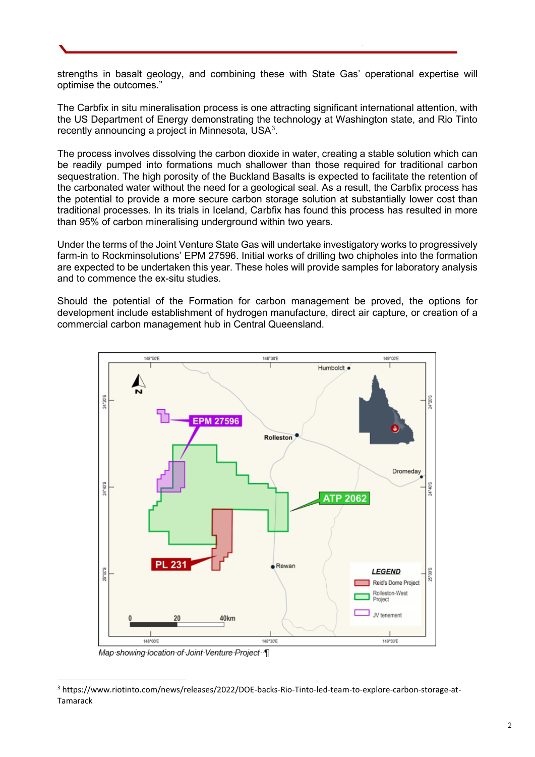strengths in basalt geology, and combining these with State Gas' operational expertise will optimise the outcomes."

The Carbfix in situ mineralisation process is one attracting significant international attention, with the US Department of Energy demonstrating the technology at Washington state, and Rio Tinto recently announcing a project in Minnesota, USA[3].

The process involves dissolving the carbon dioxide in water, creating a stable solution which can be readily pumped into formations much shallower than those required for traditional carbon sequestration. The high porosity of the Buckland Basalts is expected to facilitate the retention of the carbonated water without the need for a geological seal. As a result, the Carbfix process has the potential to provide a more secure carbon storage solution at substantially lower cost than traditional processes. In its trials in Iceland, Carbfix has found this process has resulted in more than 95% of carbon mineralising underground within two years.

Under the terms of the Joint Venture State Gas will undertake investigatory works to progressively farm-in to Rockminsolutions' EPM 27596. Initial works of drilling two chipholes into the formation are expected to be undertaken this year. These holes will provide samples for laboratory analysis and to commence the ex-situ studies.

Should the potential of the Formation for carbon management be proved, the options for development include establishment of hydrogen manufacture, direct air capture, or creation of a commercial carbon management hub in Central Queensland.

*Map showing location of Joint Venture Project*

[3] https://www.riotinto.com/news/releases/2022/DOE-backs-Rio-Tinto-led-team-to-explore-carbon-storage-at-Tamarack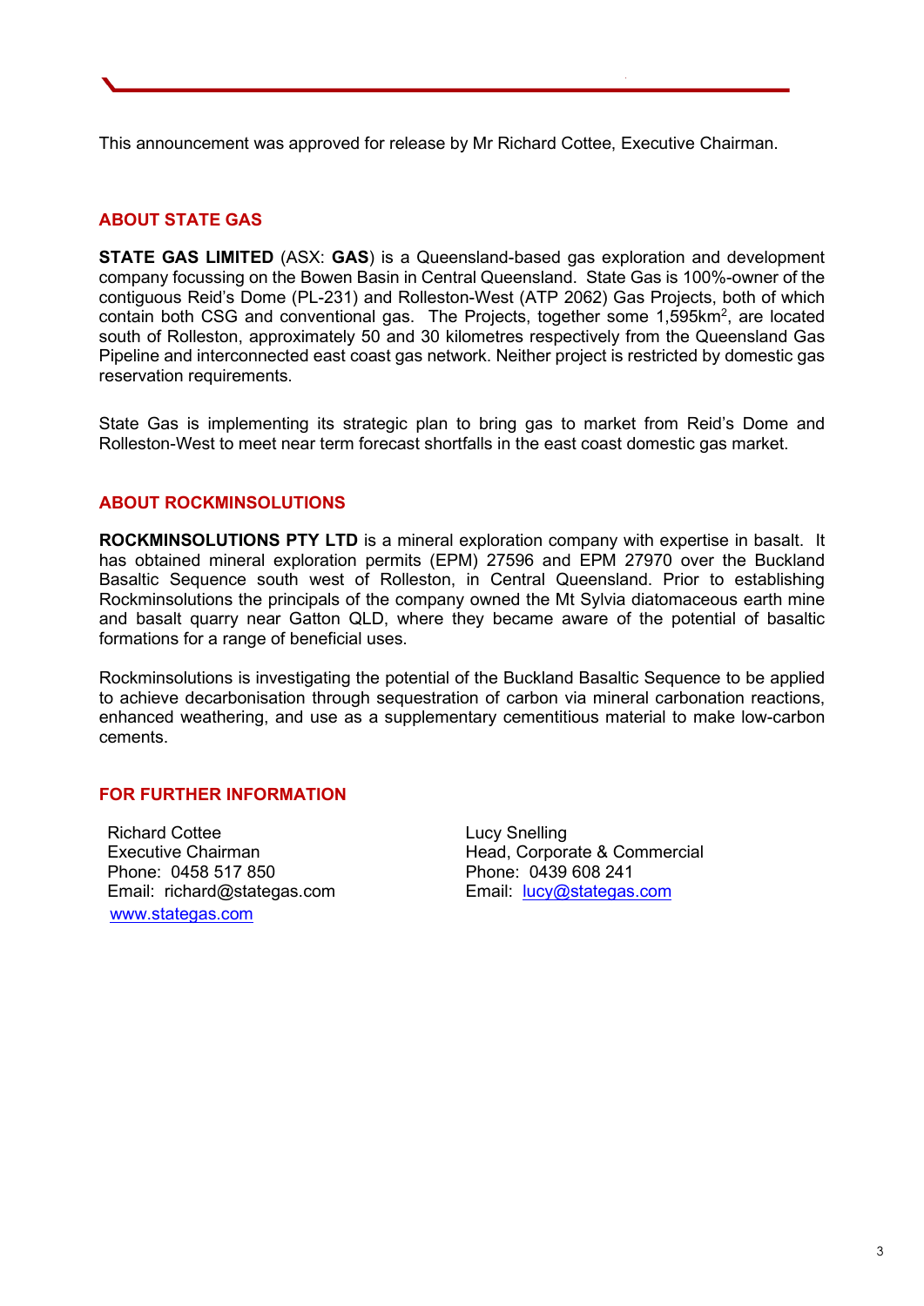This announcement was approved for release by Mr Richard Cottee, Executive Chairman.

## ABOUT STATE GAS

**STATE GAS LIMITED** (ASX: **GAS**) is a Queensland-based gas exploration and development company focussing on the Bowen Basin in Central Queensland. State Gas is 100%-owner of the contiguous Reid's Dome (PL-231) and Rolleston-West (ATP 2062) Gas Projects, both of which contain both CSG and conventional gas. The Projects, together some 1,595km$^2$, are located south of Rolleston, approximately 50 and 30 kilometres respectively from the Queensland Gas Pipeline and interconnected east coast gas network. Neither project is restricted by domestic gas reservation requirements.

State Gas is implementing its strategic plan to bring gas to market from Reid's Dome and Rolleston-West to meet near term forecast shortfalls in the east coast domestic gas market.

## ABOUT ROCKMINSOLUTIONS

**ROCKMINSOLUTIONS PTY LTD** is a mineral exploration company with expertise in basalt. It has obtained mineral exploration permits (EPM) 27596 and EPM 27970 over the Buckland Basaltic Sequence south west of Rolleston, in Central Queensland. Prior to establishing Rockminsolutions the principals of the company owned the Mt Sylvia diatomaceous earth mine and basalt quarry near Gatton QLD, where they became aware of the potential of basaltic formations for a range of beneficial uses.

Rockminsolutions is investigating the potential of the Buckland Basaltic Sequence to be applied to achieve decarbonisation through sequestration of carbon via mineral carbonation reactions, enhanced weathering, and use as a supplementary cementitious material to make low-carbon cements.

## FOR FURTHER INFORMATION

Richard Cottee
Executive Chairman
Phone: 0458 517 850
Email: richard@stategas.com
www.stategas.com

Lucy Snelling
Head, Corporate & Commercial
Phone: 0439 608 241
Email: lucy@stategas.com